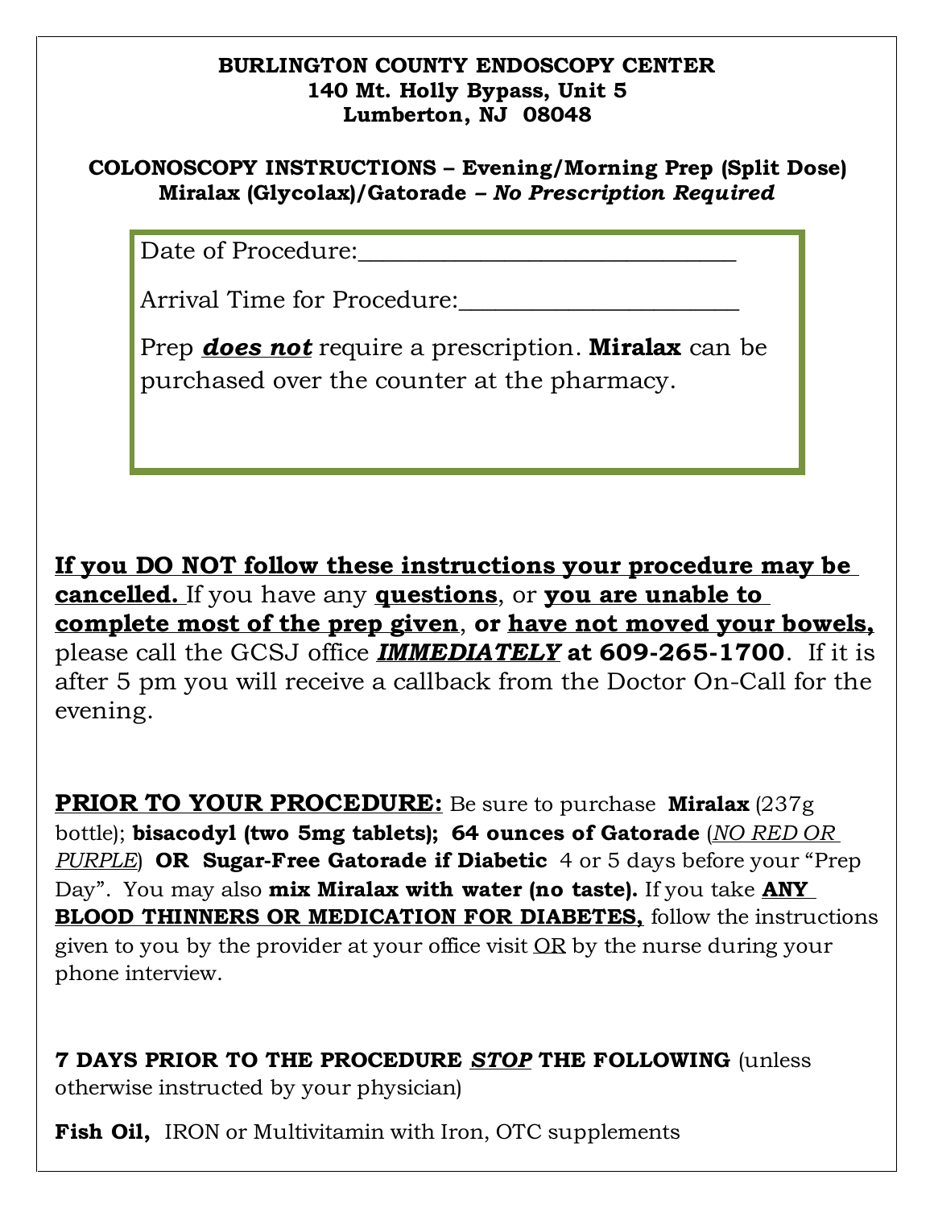**BURLINGTON COUNTY ENDOSCOPY CENTER**
**140 Mt. Holly Bypass, Unit 5**
**Lumberton, NJ 08048**

**COLONOSCOPY INSTRUCTIONS – Evening/Morning Prep (Split Dose)**
**Miralax (Glycolax)/Gatorade – *No Prescription Required***

Date of Procedure:______________________________

Arrival Time for Procedure:______________________

Prep ***does not*** require a prescription. **Miralax** can be purchased over the counter at the pharmacy.

**If you DO NOT follow these instructions your procedure may be cancelled.** If you have any **questions**, or **you are unable to complete most of the prep given**, **or have not moved your bowels,** please call the GCSJ office ***IMMEDIATELY*** **at 609-265-1700**. If it is after 5 pm you will receive a callback from the Doctor On-Call for the evening.

**PRIOR TO YOUR PROCEDURE:** Be sure to purchase **Miralax** (237g bottle); **bisacodyl (two 5mg tablets); 64 ounces of Gatorade** (*NO RED OR PURPLE*) **OR Sugar-Free Gatorade if Diabetic** 4 or 5 days before your "Prep Day". You may also **mix Miralax with water (no taste).** If you take **ANY BLOOD THINNERS OR MEDICATION FOR DIABETES,** follow the instructions given to you by the provider at your office visit OR by the nurse during your phone interview.

**7 DAYS PRIOR TO THE PROCEDURE *STOP* THE FOLLOWING** (unless otherwise instructed by your physician)

**Fish Oil,** IRON or Multivitamin with Iron, OTC supplements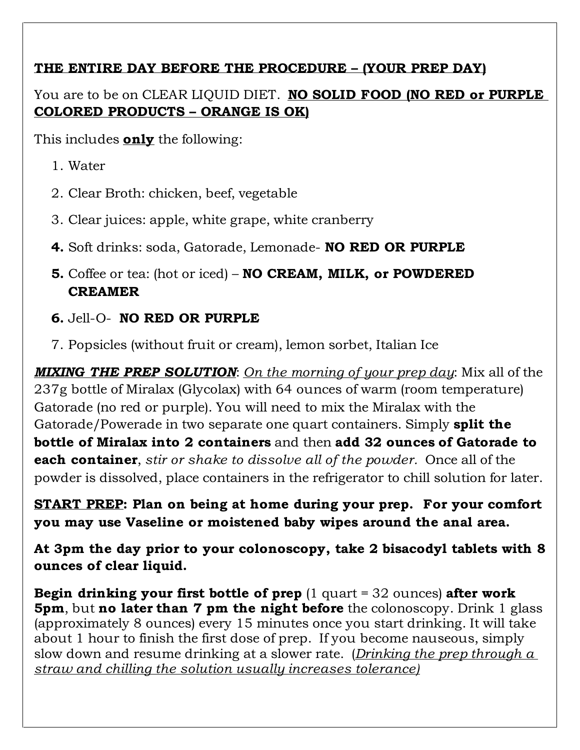**THE ENTIRE DAY BEFORE THE PROCEDURE – (YOUR PREP DAY)**

You are to be on CLEAR LIQUID DIET. **NO SOLID FOOD (NO RED or PURPLE COLORED PRODUCTS – ORANGE IS OK)**

This includes **only** the following:

1. Water
2. Clear Broth: chicken, beef, vegetable
3. Clear juices: apple, white grape, white cranberry
4. Soft drinks: soda, Gatorade, Lemonade- **NO RED OR PURPLE**
5. Coffee or tea: (hot or iced) – **NO CREAM, MILK, or POWDERED CREAMER**
6. Jell-O- **NO RED OR PURPLE**
7. Popsicles (without fruit or cream), lemon sorbet, Italian Ice

***MIXING THE PREP SOLUTION***: *On the morning of your prep day*: Mix all of the 237g bottle of Miralax (Glycolax) with 64 ounces of warm (room temperature) Gatorade (no red or purple). You will need to mix the Miralax with the Gatorade/Powerade in two separate one quart containers. Simply **split the bottle of Miralax into 2 containers** and then **add 32 ounces of Gatorade to each container**, *stir or shake to dissolve all of the powder.* Once all of the powder is dissolved, place containers in the refrigerator to chill solution for later.

**START PREP: Plan on being at home during your prep. For your comfort you may use Vaseline or moistened baby wipes around the anal area.**

**At 3pm the day prior to your colonoscopy, take 2 bisacodyl tablets with 8 ounces of clear liquid.**

**Begin drinking your first bottle of prep** (1 quart = 32 ounces) **after work 5pm**, but **no later than 7 pm the night before** the colonoscopy. Drink 1 glass (approximately 8 ounces) every 15 minutes once you start drinking. It will take about 1 hour to finish the first dose of prep. If you become nauseous, simply slow down and resume drinking at a slower rate. (*Drinking the prep through a straw and chilling the solution usually increases tolerance)*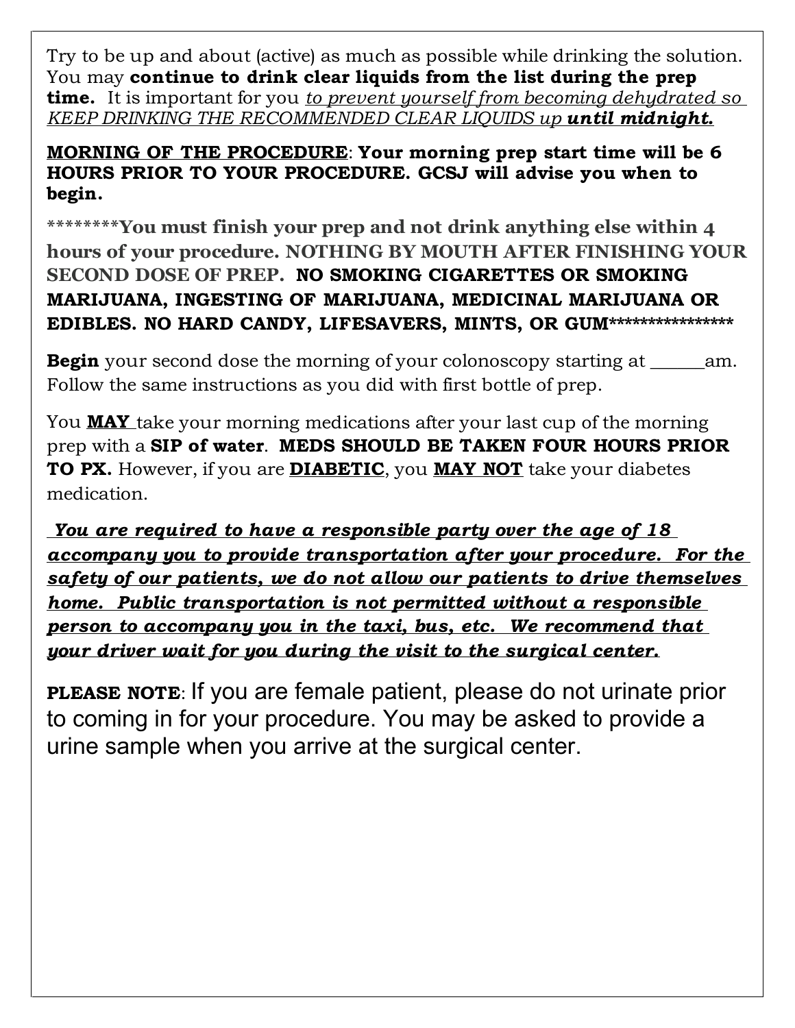Try to be up and about (active) as much as possible while drinking the solution. You may **continue to drink clear liquids from the list during the prep time.** It is important for you *to prevent yourself from becoming dehydrated so KEEP DRINKING THE RECOMMENDED CLEAR LIQUIDS up* ***until midnight.***

**MORNING OF THE PROCEDURE**: **Your morning prep start time will be 6 HOURS PRIOR TO YOUR PROCEDURE. GCSJ will advise you when to begin.**

**********You must finish your prep and not drink anything else within 4 hours of your procedure. NOTHING BY MOUTH AFTER FINISHING YOUR SECOND DOSE OF PREP. NO SMOKING CIGARETTES OR SMOKING MARIJUANA, INGESTING OF MARIJUANA, MEDICINAL MARIJUANA OR EDIBLES. NO HARD CANDY, LIFESAVERS, MINTS, OR GUM*****************

**Begin** your second dose the morning of your colonoscopy starting at ______am. Follow the same instructions as you did with first bottle of prep.

You **MAY** take your morning medications after your last cup of the morning prep with a **SIP of water**. **MEDS SHOULD BE TAKEN FOUR HOURS PRIOR TO PX.** However, if you are **DIABETIC**, you **MAY NOT** take your diabetes medication.

***You are required to have a responsible party over the age of 18 accompany you to provide transportation after your procedure. For the safety of our patients, we do not allow our patients to drive themselves home. Public transportation is not permitted without a responsible person to accompany you in the taxi, bus, etc. We recommend that your driver wait for you during the visit to the surgical center.***

**PLEASE NOTE**: If you are female patient, please do not urinate prior to coming in for your procedure. You may be asked to provide a urine sample when you arrive at the surgical center.